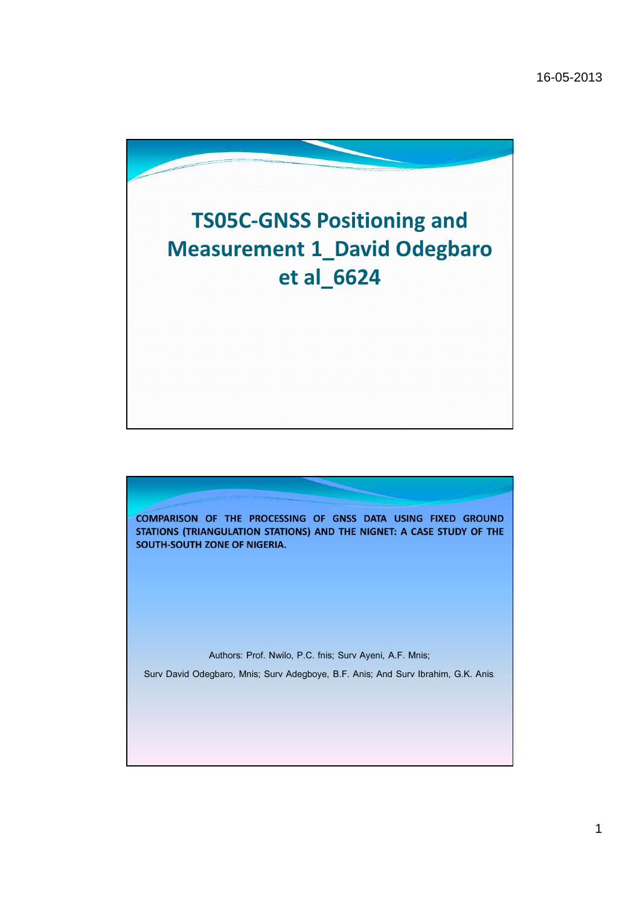# TS05C-GNSS Positioning and Measurement 1_David Odegbaro et al_6624

**COMPARISON OF THE PROCESSING OF GNSS DATA USING FIXED GROUND STATIONS (TRIANGULATION STATIONS) AND THE NIGNET: A CASE STUDY OF THE SOUTH-SOUTH ZONE OF NIGERIA.**

Authors: Prof. Nwilo, P.C. fnis; Surv Ayeni, A.F. Mnis;

Surv David Odegbaro, Mnis; Surv Adegboye, B.F. Anis; And Surv Ibrahim, G.K. Anis.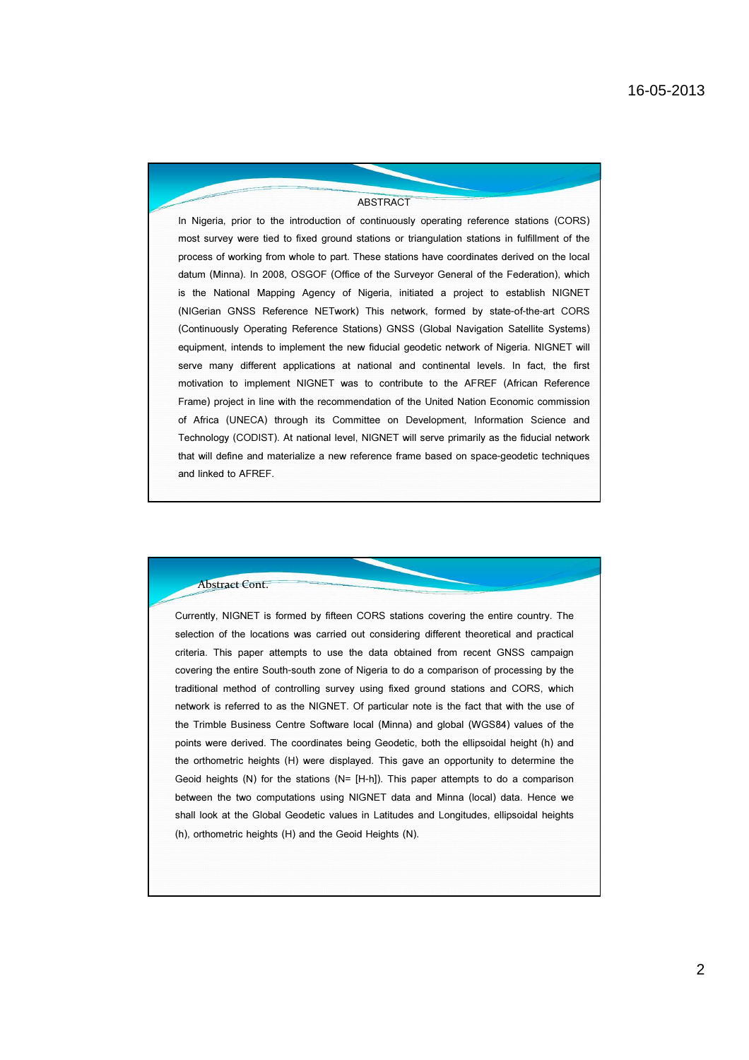## ABSTRACT

In Nigeria, prior to the introduction of continuously operating reference stations (CORS) most survey were tied to fixed ground stations or triangulation stations in fulfillment of the process of working from whole to part. These stations have coordinates derived on the local datum (Minna). In 2008, OSGOF (Office of the Surveyor General of the Federation), which is the National Mapping Agency of Nigeria, initiated a project to establish NIGNET (NIGerian GNSS Reference NETwork) This network, formed by state-of-the-art CORS (Continuously Operating Reference Stations) GNSS (Global Navigation Satellite Systems) equipment, intends to implement the new fiducial geodetic network of Nigeria. NIGNET will serve many different applications at national and continental levels. In fact, the first motivation to implement NIGNET was to contribute to the AFREF (African Reference Frame) project in line with the recommendation of the United Nation Economic commission of Africa (UNECA) through its Committee on Development, Information Science and Technology (CODIST). At national level, NIGNET will serve primarily as the fiducial network that will define and materialize a new reference frame based on space-geodetic techniques and linked to AFREF.

## Abstract Cont.

Currently, NIGNET is formed by fifteen CORS stations covering the entire country. The selection of the locations was carried out considering different theoretical and practical criteria. This paper attempts to use the data obtained from recent GNSS campaign covering the entire South-south zone of Nigeria to do a comparison of processing by the traditional method of controlling survey using fixed ground stations and CORS, which network is referred to as the NIGNET. Of particular note is the fact that with the use of the Trimble Business Centre Software local (Minna) and global (WGS84) values of the points were derived. The coordinates being Geodetic, both the ellipsoidal height (h) and the orthometric heights (H) were displayed. This gave an opportunity to determine the Geoid heights (N) for the stations (N= [H-h]). This paper attempts to do a comparison between the two computations using NIGNET data and Minna (local) data. Hence we shall look at the Global Geodetic values in Latitudes and Longitudes, ellipsoidal heights (h), orthometric heights (H) and the Geoid Heights (N).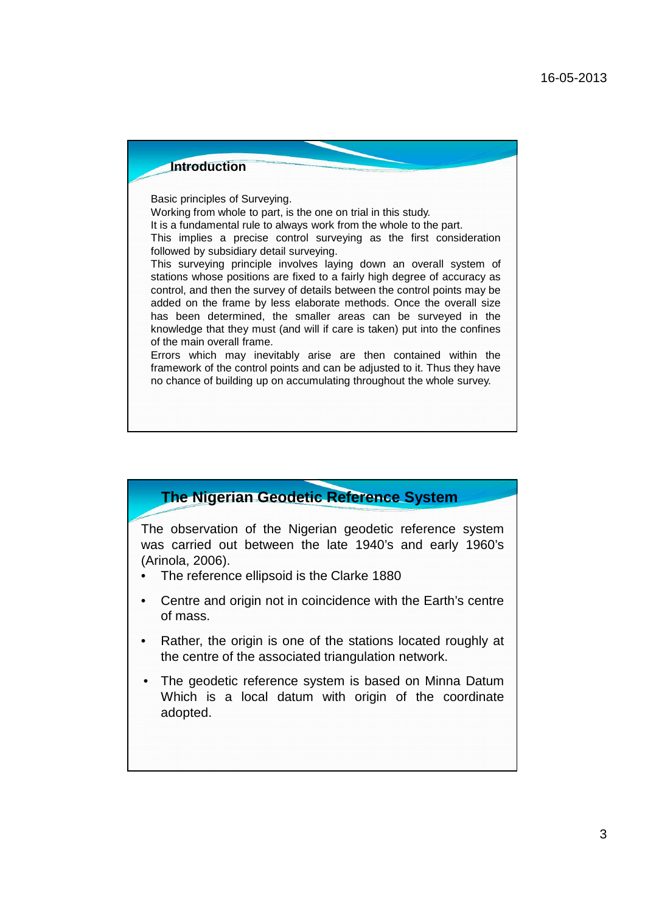## Introduction

Basic principles of Surveying.

Working from whole to part, is the one on trial in this study.

It is a fundamental rule to always work from the whole to the part.

This implies a precise control surveying as the first consideration followed by subsidiary detail surveying.

This surveying principle involves laying down an overall system of stations whose positions are fixed to a fairly high degree of accuracy as control, and then the survey of details between the control points may be added on the frame by less elaborate methods. Once the overall size has been determined, the smaller areas can be surveyed in the knowledge that they must (and will if care is taken) put into the confines of the main overall frame.

Errors which may inevitably arise are then contained within the framework of the control points and can be adjusted to it. Thus they have no chance of building up on accumulating throughout the whole survey.

## The Nigerian Geodetic Reference System

The observation of the Nigerian geodetic reference system was carried out between the late 1940's and early 1960's (Arinola, 2006).

- The reference ellipsoid is the Clarke 1880
- Centre and origin not in coincidence with the Earth's centre of mass.
- Rather, the origin is one of the stations located roughly at the centre of the associated triangulation network.
- The geodetic reference system is based on Minna Datum Which is a local datum with origin of the coordinate adopted.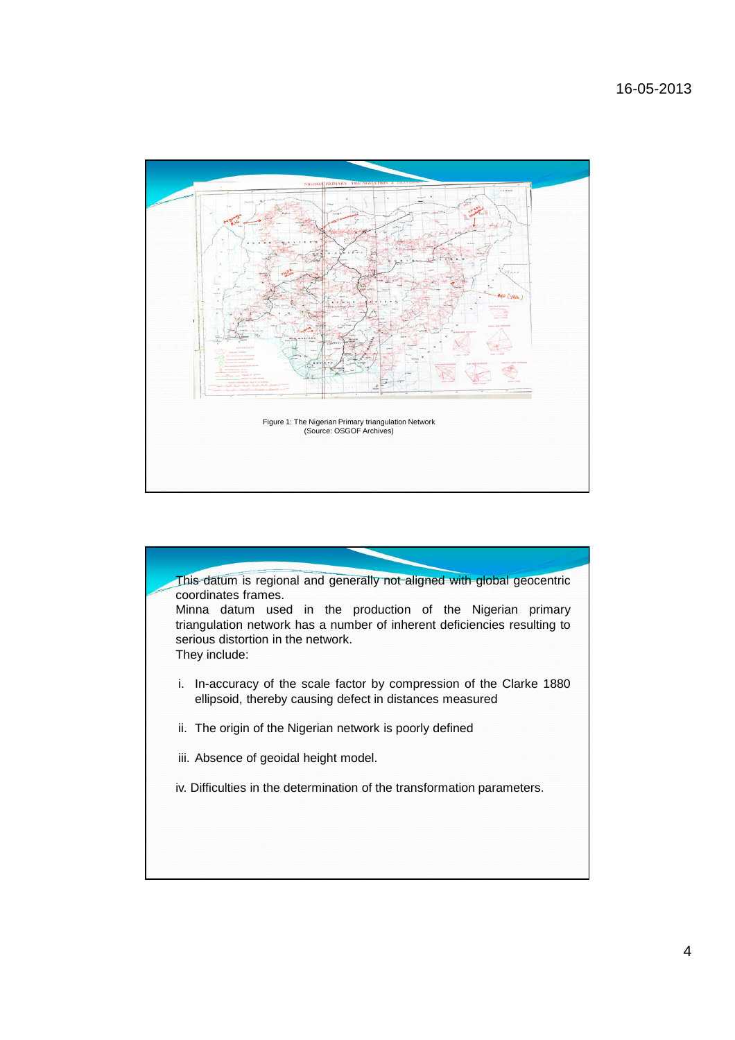Figure 1: The Nigerian Primary triangulation Network
(Source: OSGOF Archives)

This datum is regional and generally not aligned with global geocentric coordinates frames.
Minna datum used in the production of the Nigerian primary triangulation network has a number of inherent deficiencies resulting to serious distortion in the network.
They include:

i. In-accuracy of the scale factor by compression of the Clarke 1880 ellipsoid, thereby causing defect in distances measured

ii. The origin of the Nigerian network is poorly defined

iii. Absence of geoidal height model.

iv. Difficulties in the determination of the transformation parameters.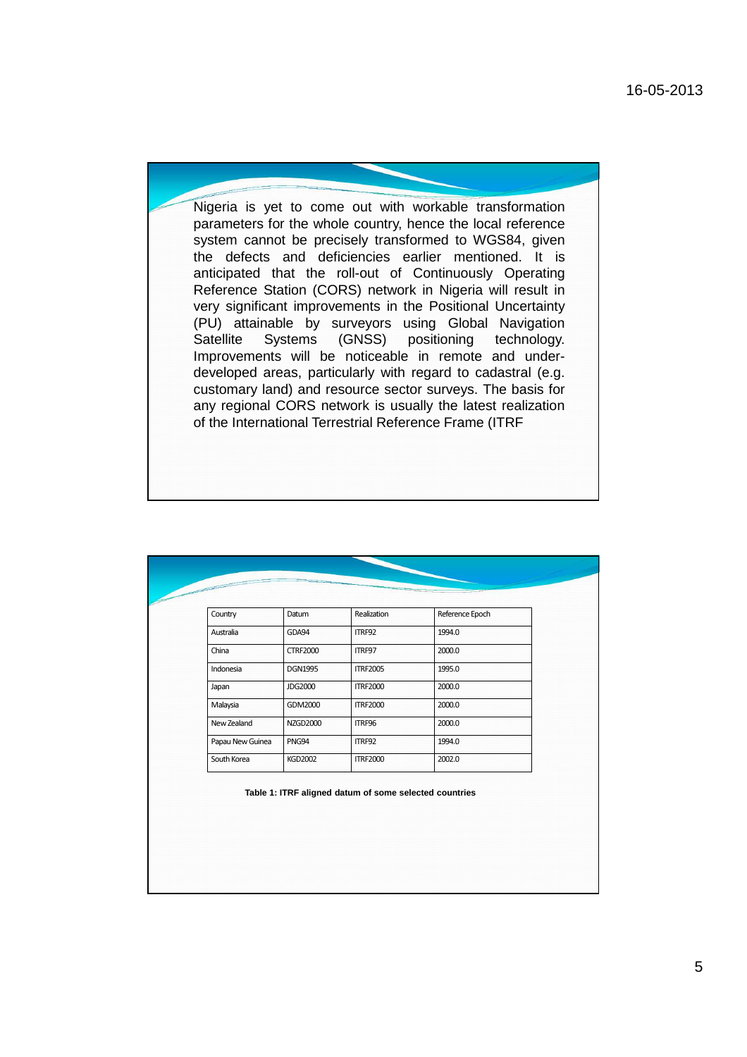Nigeria is yet to come out with workable transformation parameters for the whole country, hence the local reference system cannot be precisely transformed to WGS84, given the defects and deficiencies earlier mentioned. It is anticipated that the roll-out of Continuously Operating Reference Station (CORS) network in Nigeria will result in very significant improvements in the Positional Uncertainty (PU) attainable by surveyors using Global Navigation Satellite Systems (GNSS) positioning technology. Improvements will be noticeable in remote and under-developed areas, particularly with regard to cadastral (e.g. customary land) and resource sector surveys. The basis for any regional CORS network is usually the latest realization of the International Terrestrial Reference Frame (ITRF

| Country | Datum | Realization | Reference Epoch |
|---|---|---|---|
| Australia | GDA94 | ITRF92 | 1994.0 |
| China | CTRF2000 | ITRF97 | 2000.0 |
| Indonesia | DGN1995 | ITRF2005 | 1995.0 |
| Japan | JDG2000 | ITRF2000 | 2000.0 |
| Malaysia | GDM2000 | ITRF2000 | 2000.0 |
| New Zealand | NZGD2000 | ITRF96 | 2000.0 |
| Papau New Guinea | PNG94 | ITRF92 | 1994.0 |
| South Korea | KGD2002 | ITRF2000 | 2002.0 |

**Table 1: ITRF aligned datum of some selected countries**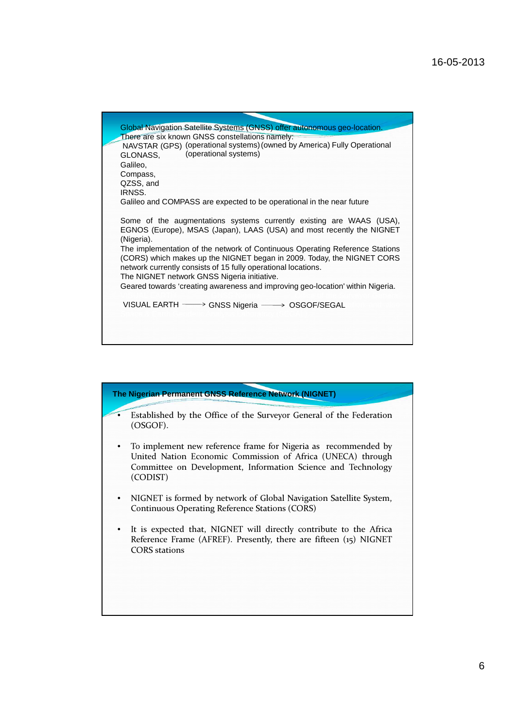Global Navigation Satellite Systems (GNSS) offer autonomous geo-location.
There are six known GNSS constellations namely:

NAVSTAR (GPS) (operational systems) (owned by America) Fully Operational
GLONASS, (operational systems)
Galileo,
Compass,
QZSS, and
IRNSS.

Galileo and COMPASS are expected to be operational in the near future

Some of the augmentations systems currently existing are WAAS (USA), EGNOS (Europe), MSAS (Japan), LAAS (USA) and most recently the NIGNET (Nigeria).

The implementation of the network of Continuous Operating Reference Stations (CORS) which makes up the NIGNET began in 2009. Today, the NIGNET CORS network currently consists of 15 fully operational locations.

The NIGNET network GNSS Nigeria initiative.

Geared towards 'creating awareness and improving geo-location' within Nigeria.

VISUAL EARTH → GNSS Nigeria → OSGOF/SEGAL

## The Nigerian Permanent GNSS Reference Network (NIGNET)

- Established by the Office of the Surveyor General of the Federation (OSGOF).
- To implement new reference frame for Nigeria as recommended by United Nation Economic Commission of Africa (UNECA) through Committee on Development, Information Science and Technology (CODIST)
- NIGNET is formed by network of Global Navigation Satellite System, Continuous Operating Reference Stations (CORS)
- It is expected that, NIGNET will directly contribute to the Africa Reference Frame (AFREF). Presently, there are fifteen (15) NIGNET CORS stations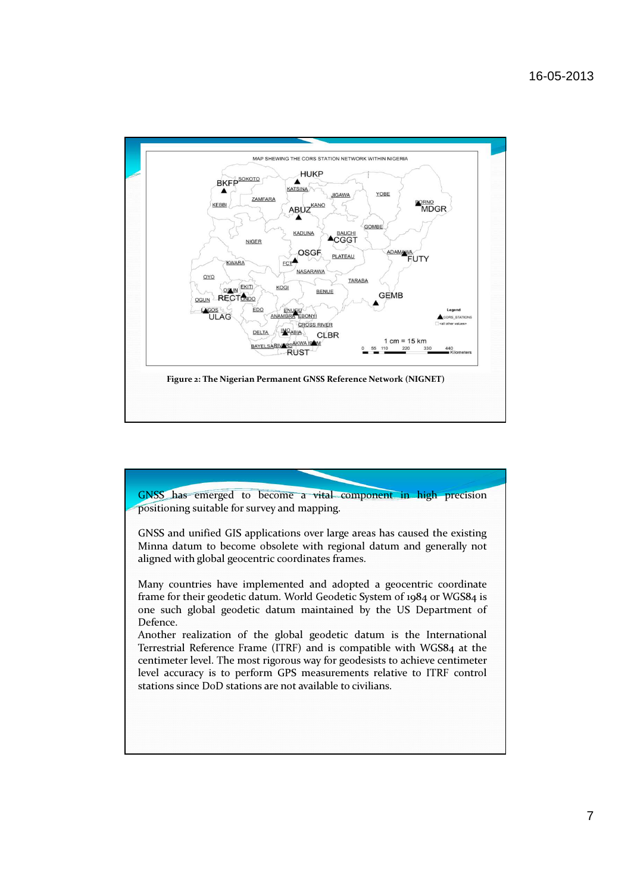Figure 2: The Nigerian Permanent GNSS Reference Network (NIGNET)

GNSS has emerged to become a vital component in high precision positioning suitable for survey and mapping.

GNSS and unified GIS applications over large areas has caused the existing Minna datum to become obsolete with regional datum and generally not aligned with global geocentric coordinates frames.

Many countries have implemented and adopted a geocentric coordinate frame for their geodetic datum. World Geodetic System of 1984 or WGS84 is one such global geodetic datum maintained by the US Department of Defence.

Another realization of the global geodetic datum is the International Terrestrial Reference Frame (ITRF) and is compatible with WGS84 at the centimeter level. The most rigorous way for geodesists to achieve centimeter level accuracy is to perform GPS measurements relative to ITRF control stations since DoD stations are not available to civilians.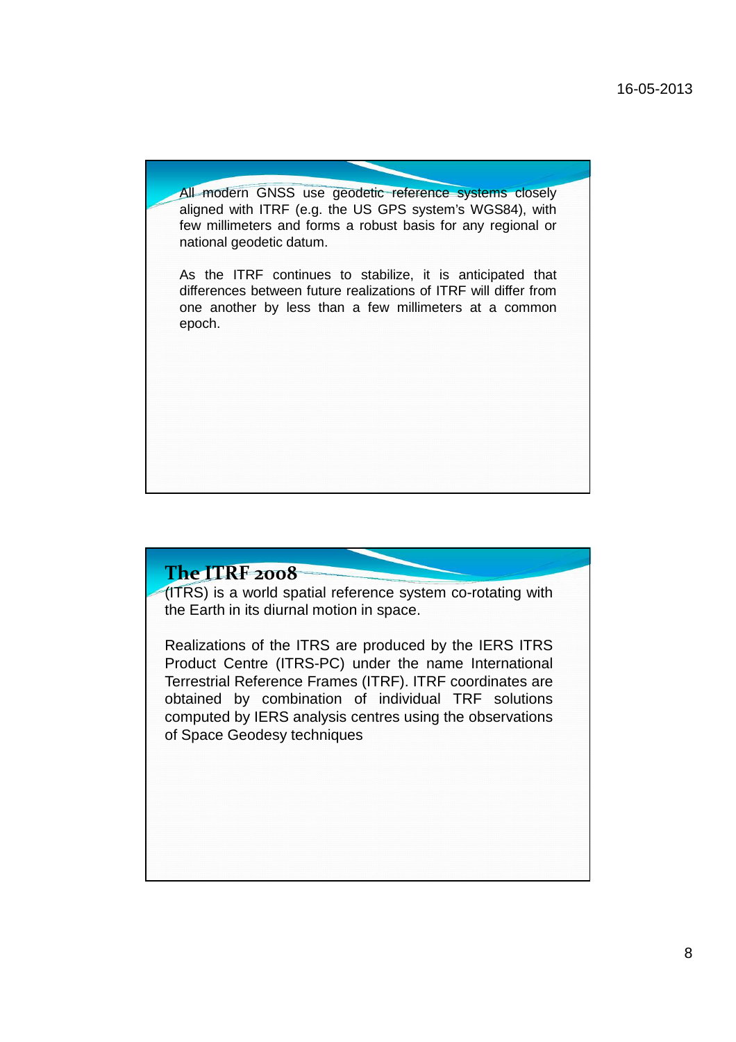All modern GNSS use geodetic reference systems closely aligned with ITRF (e.g. the US GPS system's WGS84), with few millimeters and forms a robust basis for any regional or national geodetic datum.

As the ITRF continues to stabilize, it is anticipated that differences between future realizations of ITRF will differ from one another by less than a few millimeters at a common epoch.

## The ITRF 2008

(ITRS) is a world spatial reference system co-rotating with the Earth in its diurnal motion in space.

Realizations of the ITRS are produced by the IERS ITRS Product Centre (ITRS-PC) under the name International Terrestrial Reference Frames (ITRF). ITRF coordinates are obtained by combination of individual TRF solutions computed by IERS analysis centres using the observations of Space Geodesy techniques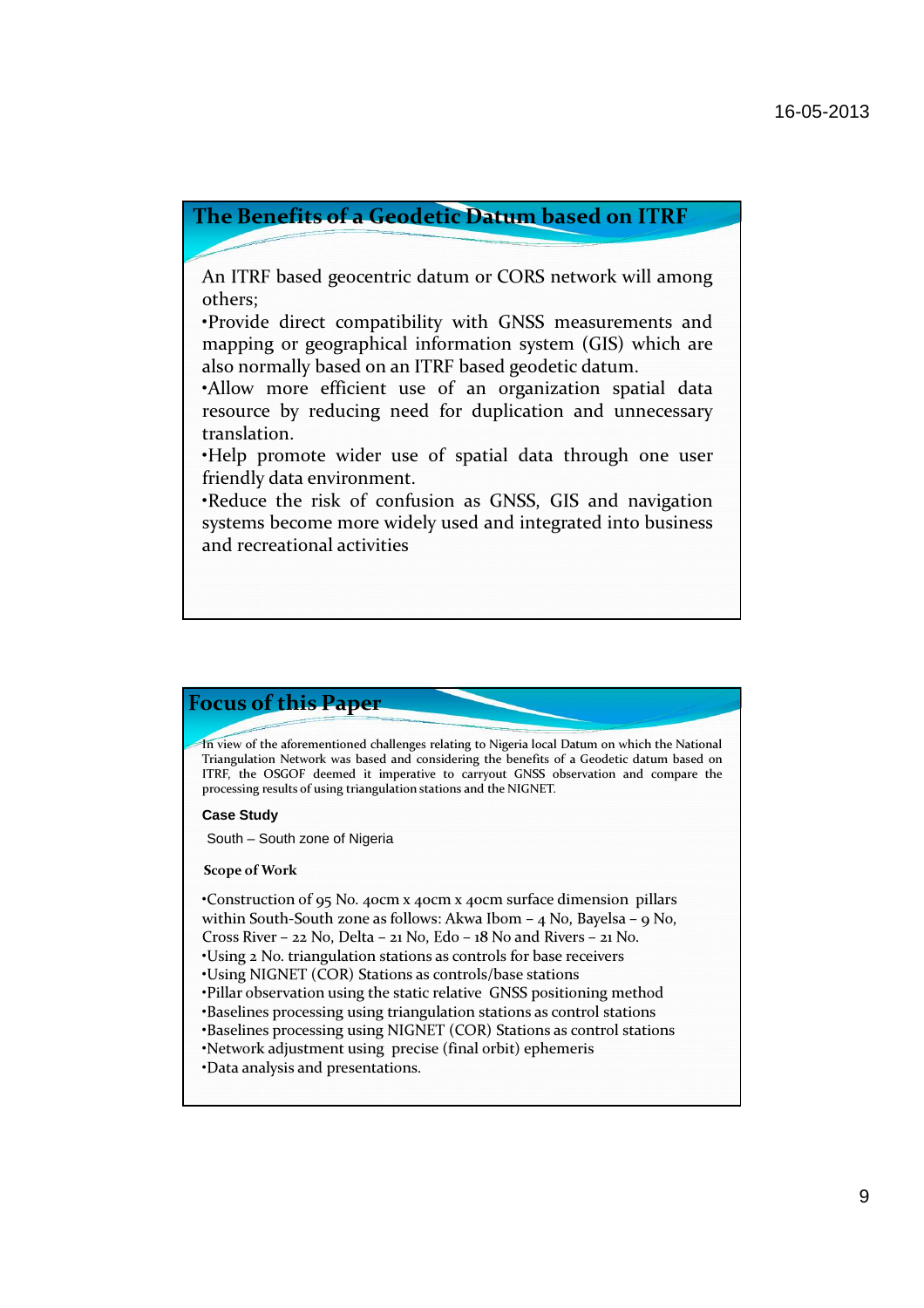## The Benefits of a Geodetic Datum based on ITRF

An ITRF based geocentric datum or CORS network will among others;

- Provide direct compatibility with GNSS measurements and mapping or geographical information system (GIS) which are also normally based on an ITRF based geodetic datum.
- Allow more efficient use of an organization spatial data resource by reducing need for duplication and unnecessary translation.
- Help promote wider use of spatial data through one user friendly data environment.
- Reduce the risk of confusion as GNSS, GIS and navigation systems become more widely used and integrated into business and recreational activities

## Focus of this Paper

In view of the aforementioned challenges relating to Nigeria local Datum on which the National Triangulation Network was based and considering the benefits of a Geodetic datum based on ITRF, the OSGOF deemed it imperative to carryout GNSS observation and compare the processing results of using triangulation stations and the NIGNET.

**Case Study**

South – South zone of Nigeria

**Scope of Work**

- Construction of 95 No. 40cm x 40cm x 40cm surface dimension pillars within South-South zone as follows: Akwa Ibom – 4 No, Bayelsa – 9 No, Cross River – 22 No, Delta – 21 No, Edo – 18 No and Rivers – 21 No.
- Using 2 No. triangulation stations as controls for base receivers
- Using NIGNET (COR) Stations as controls/base stations
- Pillar observation using the static relative GNSS positioning method
- Baselines processing using triangulation stations as control stations
- Baselines processing using NIGNET (COR) Stations as control stations
- Network adjustment using precise (final orbit) ephemeris
- Data analysis and presentations.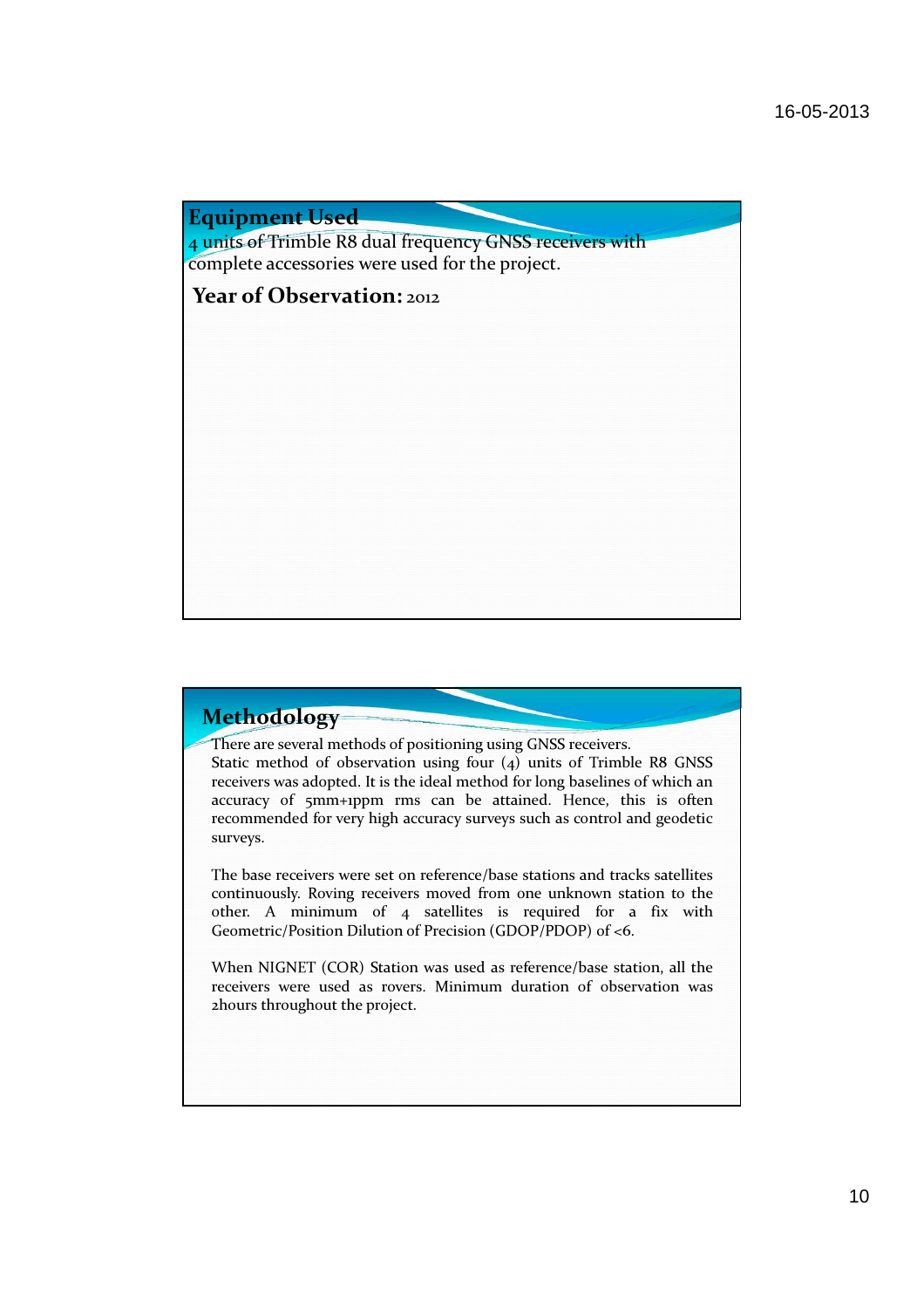## Equipment Used

4 units of Trimble R8 dual frequency GNSS receivers with complete accessories were used for the project.

**Year of Observation:** 2012

## Methodology

There are several methods of positioning using GNSS receivers.
Static method of observation using four (4) units of Trimble R8 GNSS receivers was adopted. It is the ideal method for long baselines of which an accuracy of 5mm+1ppm rms can be attained. Hence, this is often recommended for very high accuracy surveys such as control and geodetic surveys.

The base receivers were set on reference/base stations and tracks satellites continuously. Roving receivers moved from one unknown station to the other. A minimum of 4 satellites is required for a fix with Geometric/Position Dilution of Precision (GDOP/PDOP) of <6.

When NIGNET (COR) Station was used as reference/base station, all the receivers were used as rovers. Minimum duration of observation was 2hours throughout the project.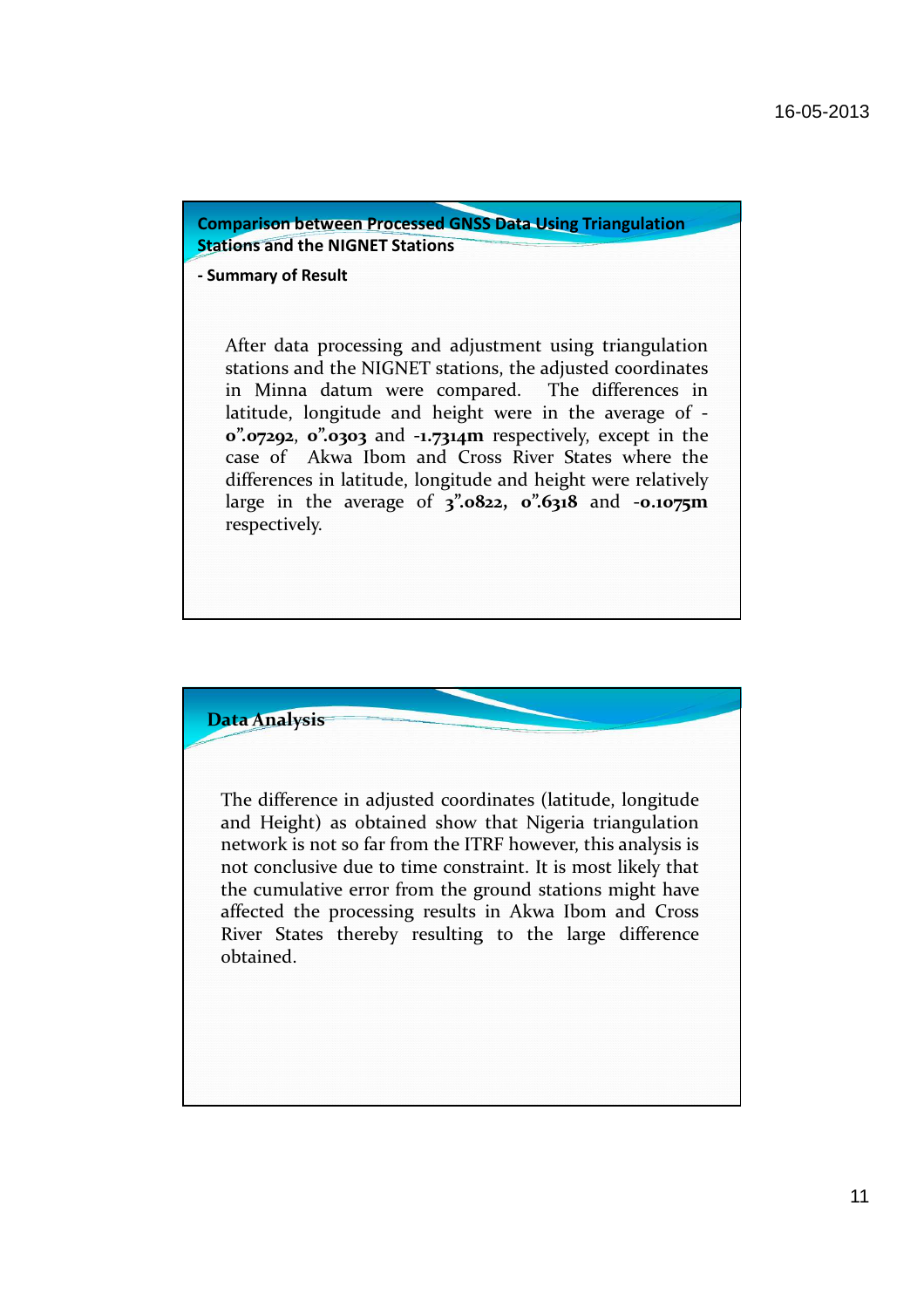## Comparison between Processed GNSS Data Using Triangulation Stations and the NIGNET Stations

**- Summary of Result**

After data processing and adjustment using triangulation stations and the NIGNET stations, the adjusted coordinates in Minna datum were compared. The differences in latitude, longitude and height were in the average of -**0".07292**, **0".0303** and **-1.7314m** respectively, except in the case of Akwa Ibom and Cross River States where the differences in latitude, longitude and height were relatively large in the average of **3".0822, 0".6318** and **-0.1075m** respectively.

## Data Analysis

The difference in adjusted coordinates (latitude, longitude and Height) as obtained show that Nigeria triangulation network is not so far from the ITRF however, this analysis is not conclusive due to time constraint. It is most likely that the cumulative error from the ground stations might have affected the processing results in Akwa Ibom and Cross River States thereby resulting to the large difference obtained.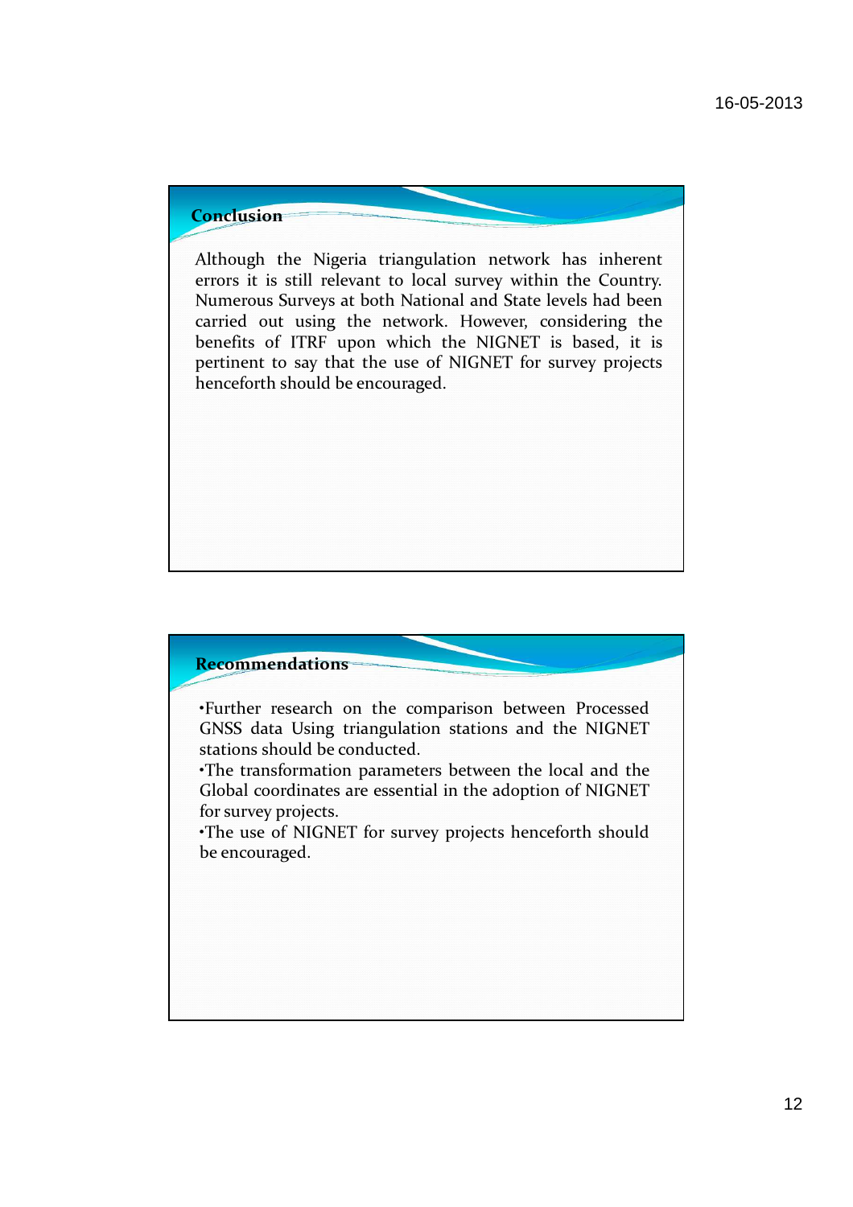## Conclusion

Although the Nigeria triangulation network has inherent errors it is still relevant to local survey within the Country. Numerous Surveys at both National and State levels had been carried out using the network. However, considering the benefits of ITRF upon which the NIGNET is based, it is pertinent to say that the use of NIGNET for survey projects henceforth should be encouraged.

## Recommendations

- Further research on the comparison between Processed GNSS data Using triangulation stations and the NIGNET stations should be conducted.
- The transformation parameters between the local and the Global coordinates are essential in the adoption of NIGNET for survey projects.
- The use of NIGNET for survey projects henceforth should be encouraged.